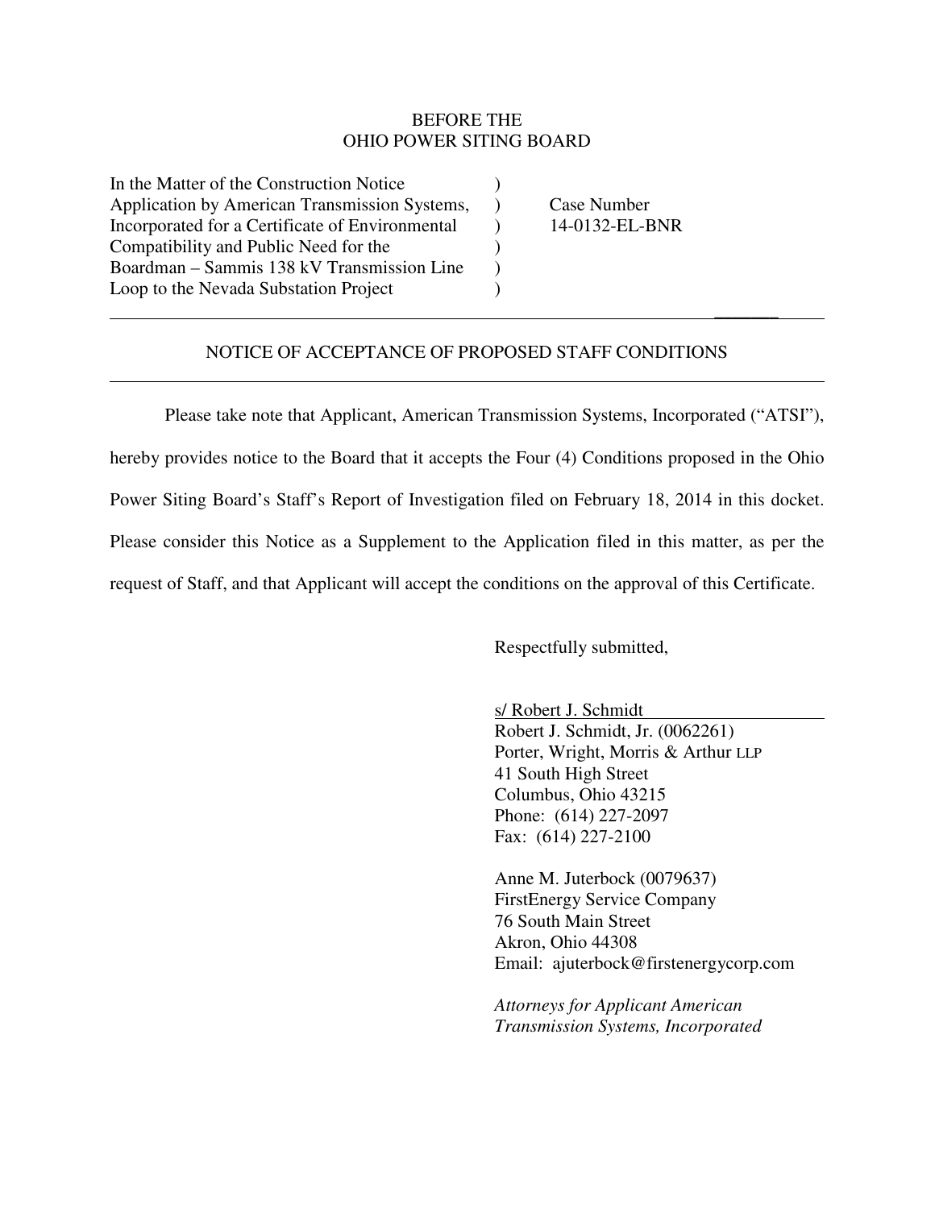BEFORE THE
OHIO POWER SITING BOARD

| | | |
|---|---|---|
| In the Matter of the Construction Notice Application by American Transmission Systems, Incorporated for a Certificate of Environmental Compatibility and Public Need for the Boardman – Sammis 138 kV Transmission Line Loop to the Nevada Substation Project | ) ) ) ) ) ) | Case Number 14-0132-EL-BNR |

## NOTICE OF ACCEPTANCE OF PROPOSED STAFF CONDITIONS

Please take note that Applicant, American Transmission Systems, Incorporated ("ATSI"), hereby provides notice to the Board that it accepts the Four (4) Conditions proposed in the Ohio Power Siting Board's Staff's Report of Investigation filed on February 18, 2014 in this docket. Please consider this Notice as a Supplement to the Application filed in this matter, as per the request of Staff, and that Applicant will accept the conditions on the approval of this Certificate.

Respectfully submitted,

s/ Robert J. Schmidt
Robert J. Schmidt, Jr. (0062261)
Porter, Wright, Morris & Arthur LLP
41 South High Street
Columbus, Ohio 43215
Phone: (614) 227-2097
Fax: (614) 227-2100

Anne M. Juterbock (0079637)
FirstEnergy Service Company
76 South Main Street
Akron, Ohio 44308
Email: ajuterbock@firstenergycorp.com

*Attorneys for Applicant American Transmission Systems, Incorporated*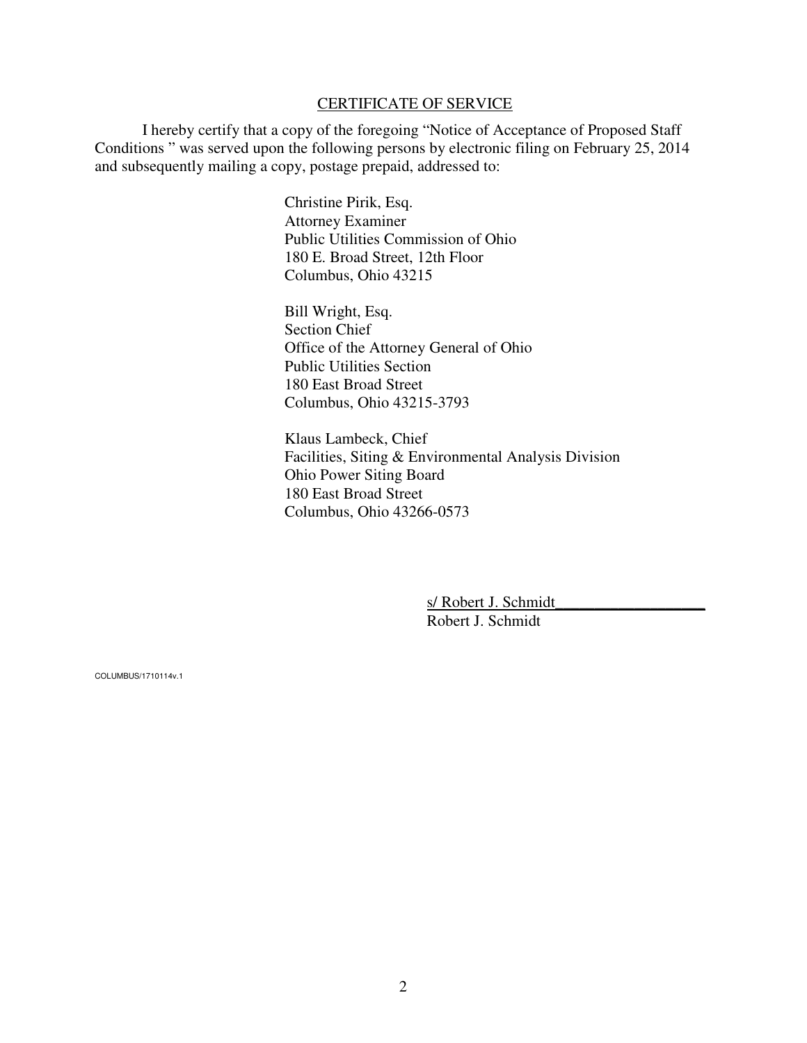## CERTIFICATE OF SERVICE

I hereby certify that a copy of the foregoing "Notice of Acceptance of Proposed Staff Conditions " was served upon the following persons by electronic filing on February 25, 2014 and subsequently mailing a copy, postage prepaid, addressed to:

Christine Pirik, Esq.
Attorney Examiner
Public Utilities Commission of Ohio
180 E. Broad Street, 12th Floor
Columbus, Ohio 43215

Bill Wright, Esq.
Section Chief
Office of the Attorney General of Ohio
Public Utilities Section
180 East Broad Street
Columbus, Ohio 43215-3793

Klaus Lambeck, Chief
Facilities, Siting & Environmental Analysis Division
Ohio Power Siting Board
180 East Broad Street
Columbus, Ohio 43266-0573

s/ Robert J. Schmidt___________________
Robert J. Schmidt

COLUMBUS/1710114v.1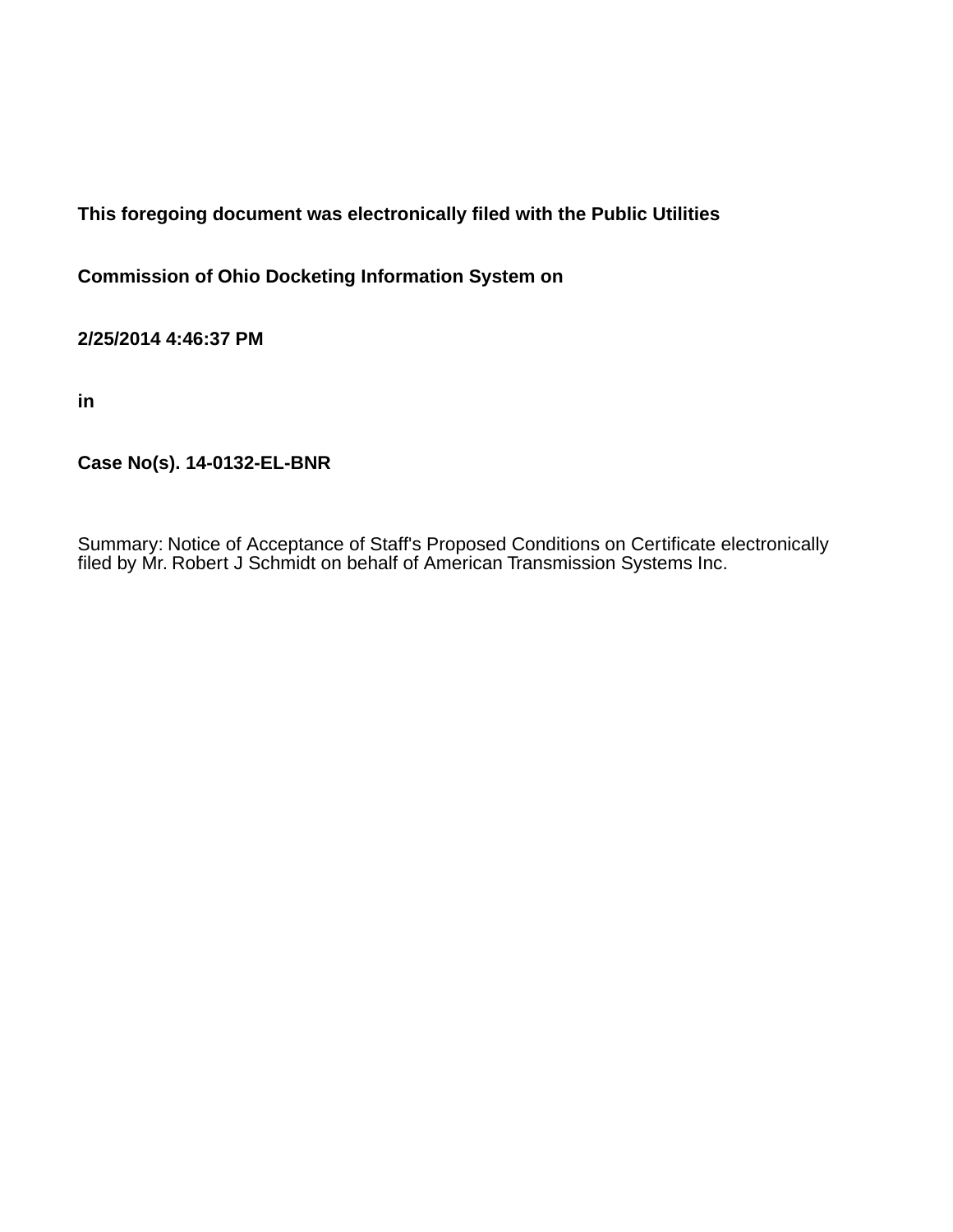**This foregoing document was electronically filed with the Public Utilities**

**Commission of Ohio Docketing Information System on**

**2/25/2014 4:46:37 PM**

**in**

**Case No(s). 14-0132-EL-BNR**

Summary: Notice of Acceptance of Staff's Proposed Conditions on Certificate electronically filed by Mr. Robert J Schmidt on behalf of American Transmission Systems Inc.